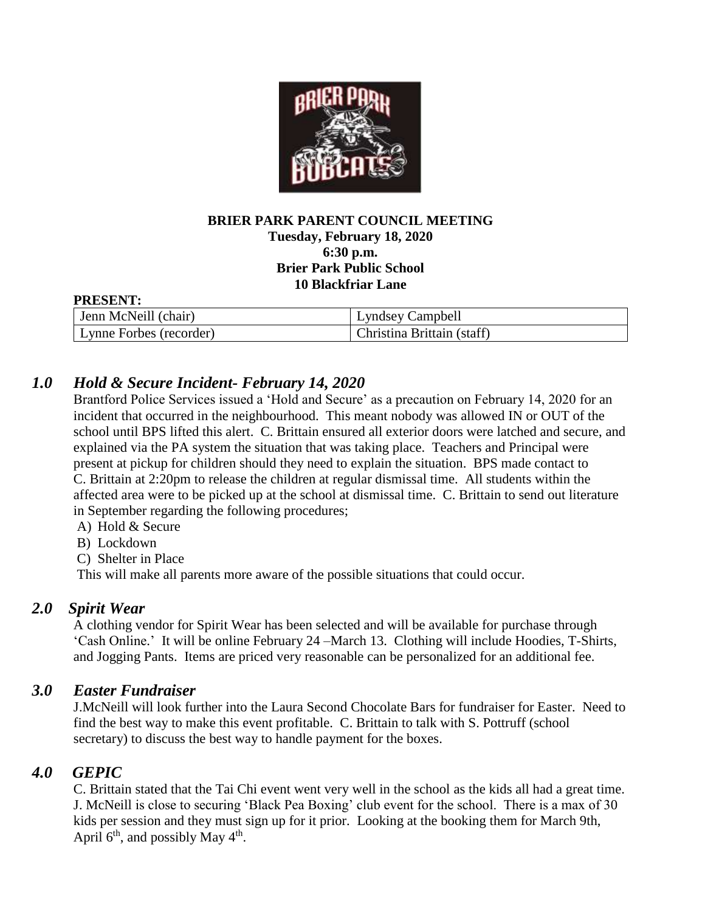**BRIER PARK PARENT COUNCIL MEETING**
**Tuesday, February 18, 2020**
**6:30 p.m.**
**Brier Park Public School**
**10 Blackfriar Lane**

**PRESENT:**

| Jenn McNeill (chair) | Lyndsey Campbell |
|---|---|
| Lynne Forbes (recorder) | Christina Brittain (staff) |

## *1.0 Hold & Secure Incident- February 14, 2020*

Brantford Police Services issued a 'Hold and Secure' as a precaution on February 14, 2020 for an incident that occurred in the neighbourhood. This meant nobody was allowed IN or OUT of the school until BPS lifted this alert. C. Brittain ensured all exterior doors were latched and secure, and explained via the PA system the situation that was taking place. Teachers and Principal were present at pickup for children should they need to explain the situation. BPS made contact to C. Brittain at 2:20pm to release the children at regular dismissal time. All students within the affected area were to be picked up at the school at dismissal time. C. Brittain to send out literature in September regarding the following procedures;

A) Hold & Secure
B) Lockdown
C) Shelter in Place

This will make all parents more aware of the possible situations that could occur.

## *2.0 Spirit Wear*

A clothing vendor for Spirit Wear has been selected and will be available for purchase through 'Cash Online.' It will be online February 24 –March 13. Clothing will include Hoodies, T-Shirts, and Jogging Pants. Items are priced very reasonable can be personalized for an additional fee.

## *3.0 Easter Fundraiser*

J.McNeill will look further into the Laura Second Chocolate Bars for fundraiser for Easter. Need to find the best way to make this event profitable. C. Brittain to talk with S. Pottruff (school secretary) to discuss the best way to handle payment for the boxes.

## *4.0 GEPIC*

C. Brittain stated that the Tai Chi event went very well in the school as the kids all had a great time. J. McNeill is close to securing 'Black Pea Boxing' club event for the school. There is a max of 30 kids per session and they must sign up for it prior. Looking at the booking them for March 9th, April 6th, and possibly May 4th.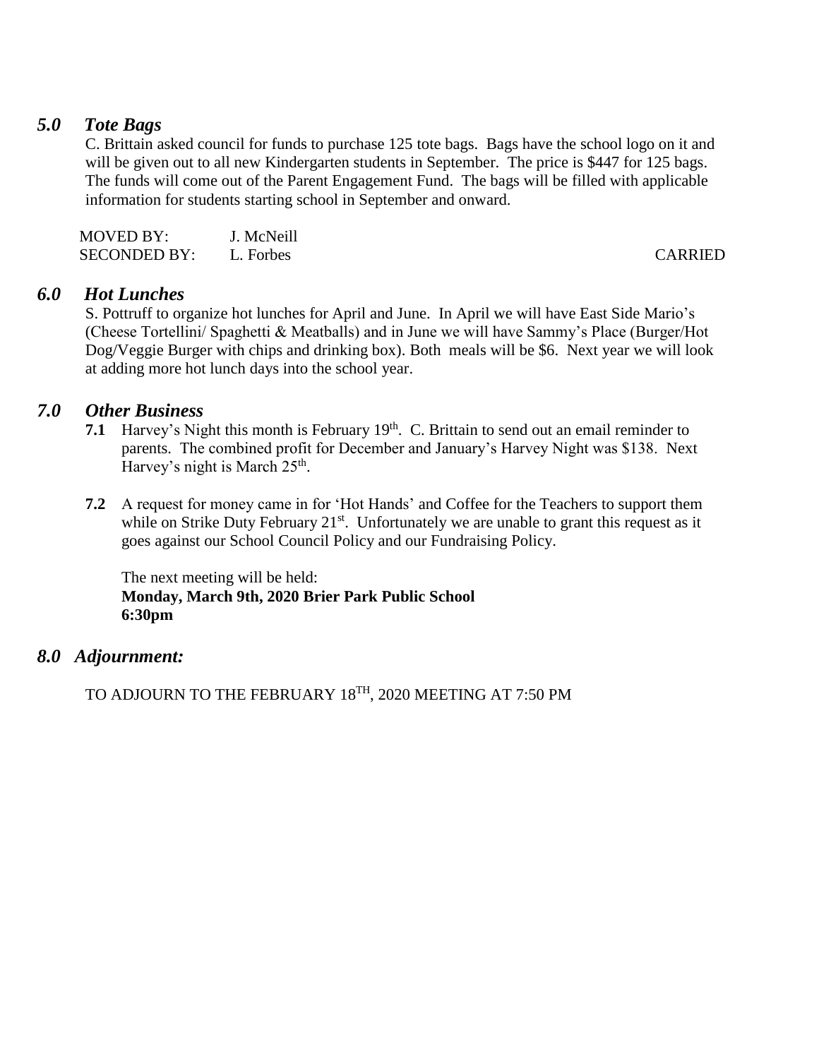## *5.0 Tote Bags*

C. Brittain asked council for funds to purchase 125 tote bags. Bags have the school logo on it and will be given out to all new Kindergarten students in September. The price is $447 for 125 bags. The funds will come out of the Parent Engagement Fund. The bags will be filled with applicable information for students starting school in September and onward.

MOVED BY: J. McNeill
SECONDED BY: L. Forbes CARRIED

## *6.0 Hot Lunches*

S. Pottruff to organize hot lunches for April and June. In April we will have East Side Mario's (Cheese Tortellini/ Spaghetti & Meatballs) and in June we will have Sammy's Place (Burger/Hot Dog/Veggie Burger with chips and drinking box). Both meals will be $6. Next year we will look at adding more hot lunch days into the school year.

## *7.0 Other Business*

**7.1** Harvey's Night this month is February 19th. C. Brittain to send out an email reminder to parents. The combined profit for December and January's Harvey Night was $138. Next Harvey's night is March 25th.

**7.2** A request for money came in for 'Hot Hands' and Coffee for the Teachers to support them while on Strike Duty February 21st. Unfortunately we are unable to grant this request as it goes against our School Council Policy and our Fundraising Policy.

The next meeting will be held:
**Monday, March 9th, 2020 Brier Park Public School**
**6:30pm**

## *8.0 Adjournment:*

TO ADJOURN TO THE FEBRUARY 18TH, 2020 MEETING AT 7:50 PM